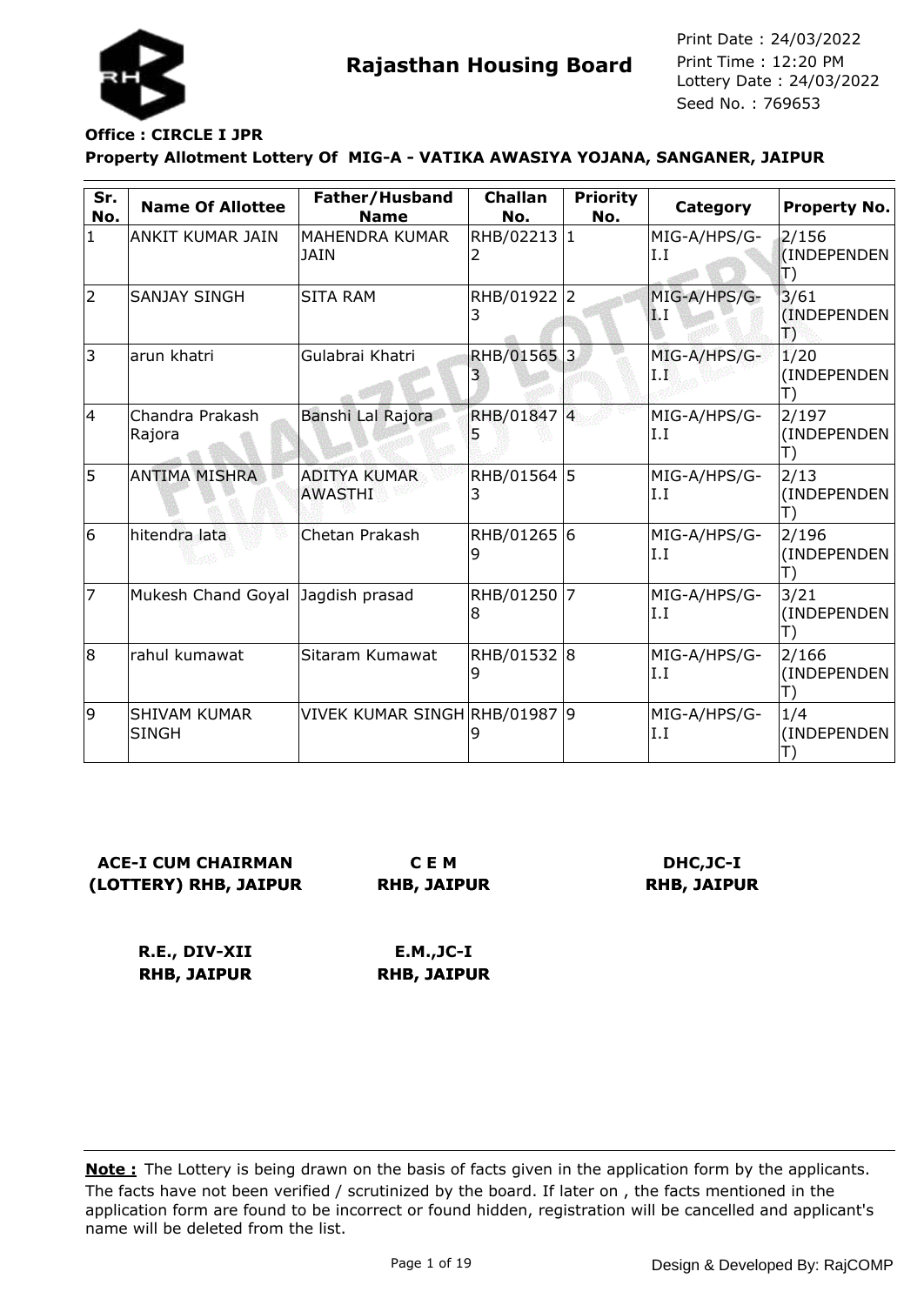# Rajasthan Housing Board

Print Date : 24/03/2022
Print Time : 12:20 PM
Lottery Date : 24/03/2022
Seed No. : 769653

**Office : CIRCLE I JPR**

**Property Allotment Lottery Of MIG-A - VATIKA AWASIYA YOJANA, SANGANER, JAIPUR**

| Sr. No. | Name Of Allottee | Father/Husband Name | Challan No. | Priority No. | Category | Property No. |
|---|---|---|---|---|---|---|
| 1 | ANKIT KUMAR JAIN | MAHENDRA KUMAR JAIN | RHB/022132 | 1 | MIG-A/HPS/G-I.I | 2/156 (INDEPENDENT) |
| 2 | SANJAY SINGH | SITA RAM | RHB/019223 | 2 | MIG-A/HPS/G-I.I | 3/61 (INDEPENDENT) |
| 3 | arun khatri | Gulabrai Khatri | RHB/015653 | 3 | MIG-A/HPS/G-I.I | 1/20 (INDEPENDENT) |
| 4 | Chandra Prakash Rajora | Banshi Lal Rajora | RHB/018475 | 4 | MIG-A/HPS/G-I.I | 2/197 (INDEPENDENT) |
| 5 | ANTIMA MISHRA | ADITYA KUMAR AWASTHI | RHB/015643 | 5 | MIG-A/HPS/G-I.I | 2/13 (INDEPENDENT) |
| 6 | hitendra lata | Chetan Prakash | RHB/012659 | 6 | MIG-A/HPS/G-I.I | 2/196 (INDEPENDENT) |
| 7 | Mukesh Chand Goyal | Jagdish prasad | RHB/012508 | 7 | MIG-A/HPS/G-I.I | 3/21 (INDEPENDENT) |
| 8 | rahul kumawat | Sitaram Kumawat | RHB/015329 | 8 | MIG-A/HPS/G-I.I | 2/166 (INDEPENDENT) |
| 9 | SHIVAM KUMAR SINGH | VIVEK KUMAR SINGH | RHB/019879 | 9 | MIG-A/HPS/G-I.I | 1/4 (INDEPENDENT) |

**ACE-I CUM CHAIRMAN (LOTTERY) RHB, JAIPUR**

**C E M RHB, JAIPUR**

**DHC,JC-I RHB, JAIPUR**

**R.E., DIV-XII RHB, JAIPUR**

**E.M.,JC-I RHB, JAIPUR**

**Note :** The Lottery is being drawn on the basis of facts given in the application form by the applicants. The facts have not been verified / scrutinized by the board. If later on , the facts mentioned in the application form are found to be incorrect or found hidden, registration will be cancelled and applicant's name will be deleted from the list.

Design & Developed By: RajCOMP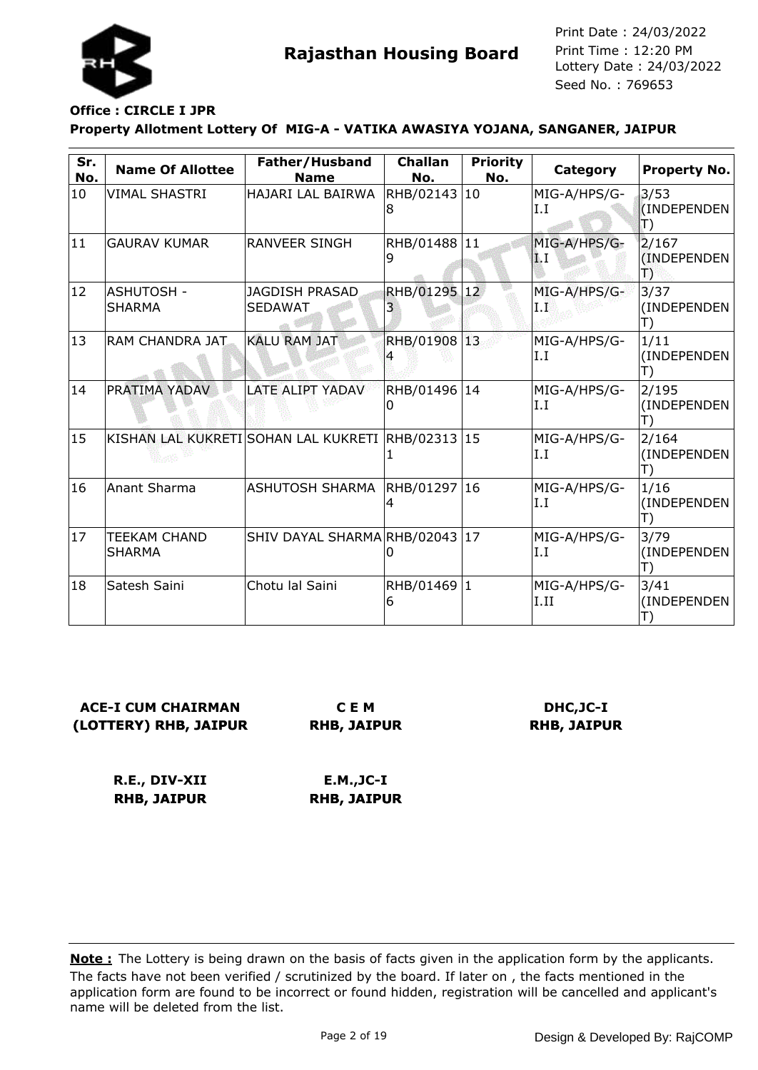# Rajasthan Housing Board

Print Date : 24/03/2022
Print Time : 12:20 PM
Lottery Date : 24/03/2022
Seed No. : 769653

**Office : CIRCLE I JPR**

**Property Allotment Lottery Of MIG-A - VATIKA AWASIYA YOJANA, SANGANER, JAIPUR**

| Sr. No. | Name Of Allottee | Father/Husband Name | Challan No. | Priority No. | Category | Property No. |
|---|---|---|---|---|---|---|
| 10 | VIMAL SHASTRI | HAJARI LAL BAIRWA | RHB/021438 | 10 | MIG-A/HPS/G-I.I | 3/53 (INDEPENDENT) |
| 11 | GAURAV KUMAR | RANVEER SINGH | RHB/014889 | 11 | MIG-A/HPS/G-I.I | 2/167 (INDEPENDENT) |
| 12 | ASHUTOSH - SHARMA | JAGDISH PRASAD SEDAWAT | RHB/012953 | 12 | MIG-A/HPS/G-I.I | 3/37 (INDEPENDENT) |
| 13 | RAM CHANDRA JAT | KALU RAM JAT | RHB/019084 | 13 | MIG-A/HPS/G-I.I | 1/11 (INDEPENDENT) |
| 14 | PRATIMA YADAV | LATE ALIPT YADAV | RHB/014960 | 14 | MIG-A/HPS/G-I.I | 2/195 (INDEPENDENT) |
| 15 | KISHAN LAL KUKRETI | SOHAN LAL KUKRETI | RHB/023131 | 15 | MIG-A/HPS/G-I.I | 2/164 (INDEPENDENT) |
| 16 | Anant Sharma | ASHUTOSH SHARMA | RHB/012974 | 16 | MIG-A/HPS/G-I.I | 1/16 (INDEPENDENT) |
| 17 | TEEKAM CHAND SHARMA | SHIV DAYAL SHARMA | RHB/020430 | 17 | MIG-A/HPS/G-I.I | 3/79 (INDEPENDENT) |
| 18 | Satesh Saini | Chotu lal Saini | RHB/014696 | 1 | MIG-A/HPS/G-I.II | 3/41 (INDEPENDENT) |

**ACE-I CUM CHAIRMAN (LOTTERY) RHB, JAIPUR**

**C E M RHB, JAIPUR**

**DHC,JC-I RHB, JAIPUR**

**R.E., DIV-XII RHB, JAIPUR**

**E.M.,JC-I RHB, JAIPUR**

**Note :** The Lottery is being drawn on the basis of facts given in the application form by the applicants. The facts have not been verified / scrutinized by the board. If later on , the facts mentioned in the application form are found to be incorrect or found hidden, registration will be cancelled and applicant's name will be deleted from the list.

Design & Developed By: RajCOMP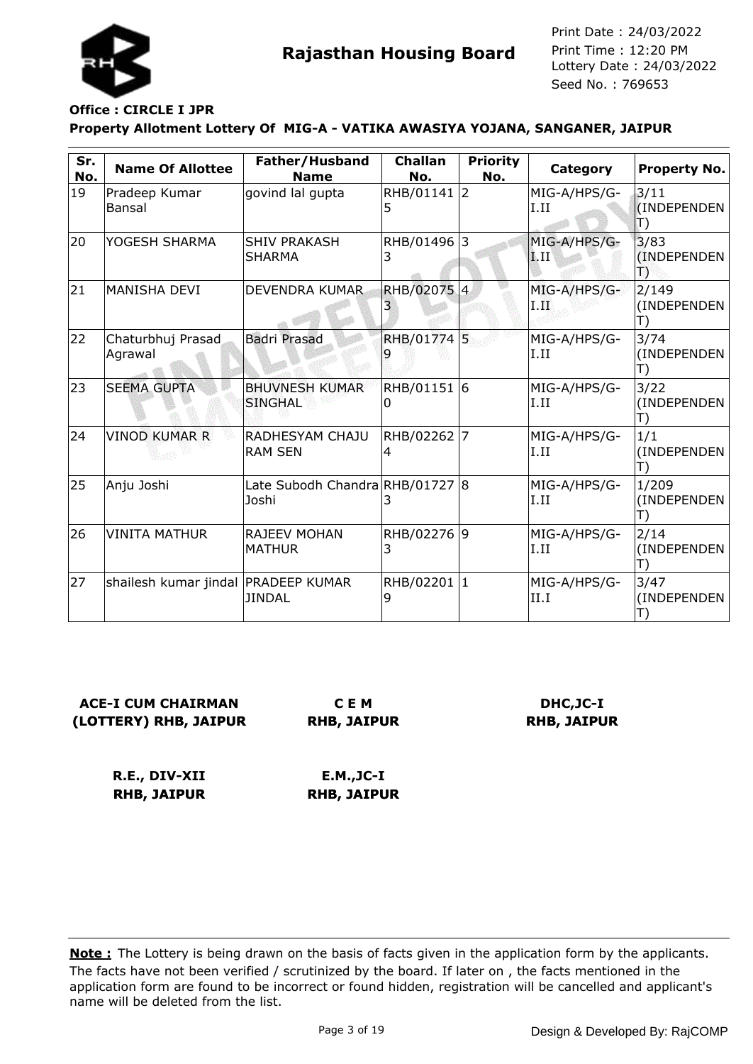**Rajasthan Housing Board**

Print Date : 24/03/2022
Print Time : 12:20 PM
Lottery Date : 24/03/2022
Seed No. : 769653

**Office : CIRCLE I JPR**

**Property Allotment Lottery Of MIG-A - VATIKA AWASIYA YOJANA, SANGANER, JAIPUR**

| Sr. No. | Name Of Allottee | Father/Husband Name | Challan No. | Priority No. | Category | Property No. |
|---|---|---|---|---|---|---|
| 19 | Pradeep Kumar Bansal | govind lal gupta | RHB/011415 | 2 | MIG-A/HPS/G-I.II | 3/11 (INDEPENDENT) |
| 20 | YOGESH SHARMA | SHIV PRAKASH SHARMA | RHB/014963 | 3 | MIG-A/HPS/G-I.II | 3/83 (INDEPENDENT) |
| 21 | MANISHA DEVI | DEVENDRA KUMAR | RHB/020753 | 4 | MIG-A/HPS/G-I.II | 2/149 (INDEPENDENT) |
| 22 | Chaturbhuj Prasad Agrawal | Badri Prasad | RHB/017749 | 5 | MIG-A/HPS/G-I.II | 3/74 (INDEPENDENT) |
| 23 | SEEMA GUPTA | BHUVNESH KUMAR SINGHAL | RHB/011510 | 6 | MIG-A/HPS/G-I.II | 3/22 (INDEPENDENT) |
| 24 | VINOD KUMAR R | RADHESYAM CHAJU RAM SEN | RHB/022624 | 7 | MIG-A/HPS/G-I.II | 1/1 (INDEPENDENT) |
| 25 | Anju Joshi | Late Subodh Chandra Joshi | RHB/017273 | 8 | MIG-A/HPS/G-I.II | 1/209 (INDEPENDENT) |
| 26 | VINITA MATHUR | RAJEEV MOHAN MATHUR | RHB/022763 | 9 | MIG-A/HPS/G-I.II | 2/14 (INDEPENDENT) |
| 27 | shailesh kumar jindal | PRADEEP KUMAR JINDAL | RHB/022019 | 1 | MIG-A/HPS/G-II.I | 3/47 (INDEPENDENT) |

**ACE-I CUM CHAIRMAN (LOTTERY) RHB, JAIPUR**

**C E M RHB, JAIPUR**

**DHC,JC-I RHB, JAIPUR**

**R.E., DIV-XII RHB, JAIPUR**

**E.M.,JC-I RHB, JAIPUR**

**Note :** The Lottery is being drawn on the basis of facts given in the application form by the applicants. The facts have not been verified / scrutinized by the board. If later on , the facts mentioned in the application form are found to be incorrect or found hidden, registration will be cancelled and applicant's name will be deleted from the list.

Design & Developed By: RajCOMP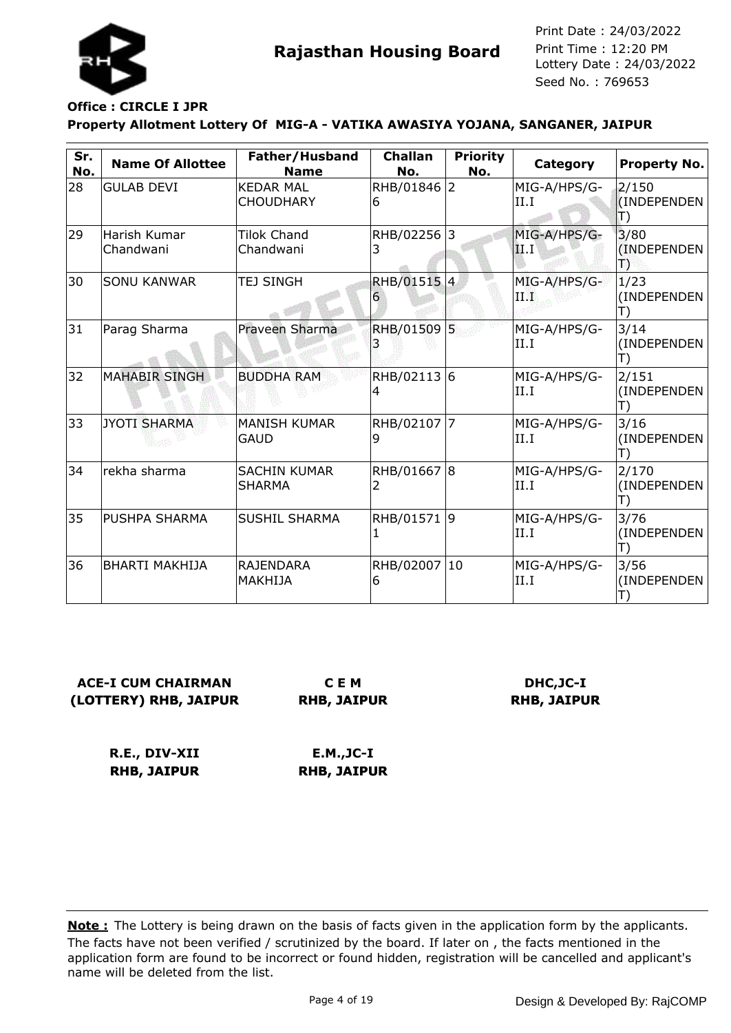**Rajasthan Housing Board**

Print Date : 24/03/2022
Print Time : 12:20 PM
Lottery Date : 24/03/2022
Seed No. : 769653

**Office : CIRCLE I JPR**

**Property Allotment Lottery Of MIG-A - VATIKA AWASIYA YOJANA, SANGANER, JAIPUR**

| Sr. No. | Name Of Allottee | Father/Husband Name | Challan No. | Priority No. | Category | Property No. |
|---|---|---|---|---|---|---|
| 28 | GULAB DEVI | KEDAR MAL CHOUDHARY | RHB/018466 | 2 | MIG-A/HPS/G-II.I | 2/150 (INDEPENDENT) |
| 29 | Harish Kumar Chandwani | Tilok Chand Chandwani | RHB/022563 | 3 | MIG-A/HPS/G-II.I | 3/80 (INDEPENDENT) |
| 30 | SONU KANWAR | TEJ SINGH | RHB/015156 | 4 | MIG-A/HPS/G-II.I | 1/23 (INDEPENDENT) |
| 31 | Parag Sharma | Praveen Sharma | RHB/015093 | 5 | MIG-A/HPS/G-II.I | 3/14 (INDEPENDENT) |
| 32 | MAHABIR SINGH | BUDDHA RAM | RHB/021134 | 6 | MIG-A/HPS/G-II.I | 2/151 (INDEPENDENT) |
| 33 | JYOTI SHARMA | MANISH KUMAR GAUD | RHB/021079 | 7 | MIG-A/HPS/G-II.I | 3/16 (INDEPENDENT) |
| 34 | rekha sharma | SACHIN KUMAR SHARMA | RHB/016672 | 8 | MIG-A/HPS/G-II.I | 2/170 (INDEPENDENT) |
| 35 | PUSHPA SHARMA | SUSHIL SHARMA | RHB/015711 | 9 | MIG-A/HPS/G-II.I | 3/76 (INDEPENDENT) |
| 36 | BHARTI MAKHIJA | RAJENDARA MAKHIJA | RHB/020076 | 10 | MIG-A/HPS/G-II.I | 3/56 (INDEPENDENT) |

**ACE-I CUM CHAIRMAN (LOTTERY) RHB, JAIPUR**

**C E M RHB, JAIPUR**

**DHC,JC-I RHB, JAIPUR**

**R.E., DIV-XII RHB, JAIPUR**

**E.M.,JC-I RHB, JAIPUR**

**Note :** The Lottery is being drawn on the basis of facts given in the application form by the applicants. The facts have not been verified / scrutinized by the board. If later on , the facts mentioned in the application form are found to be incorrect or found hidden, registration will be cancelled and applicant's name will be deleted from the list.

Design & Developed By: RajCOMP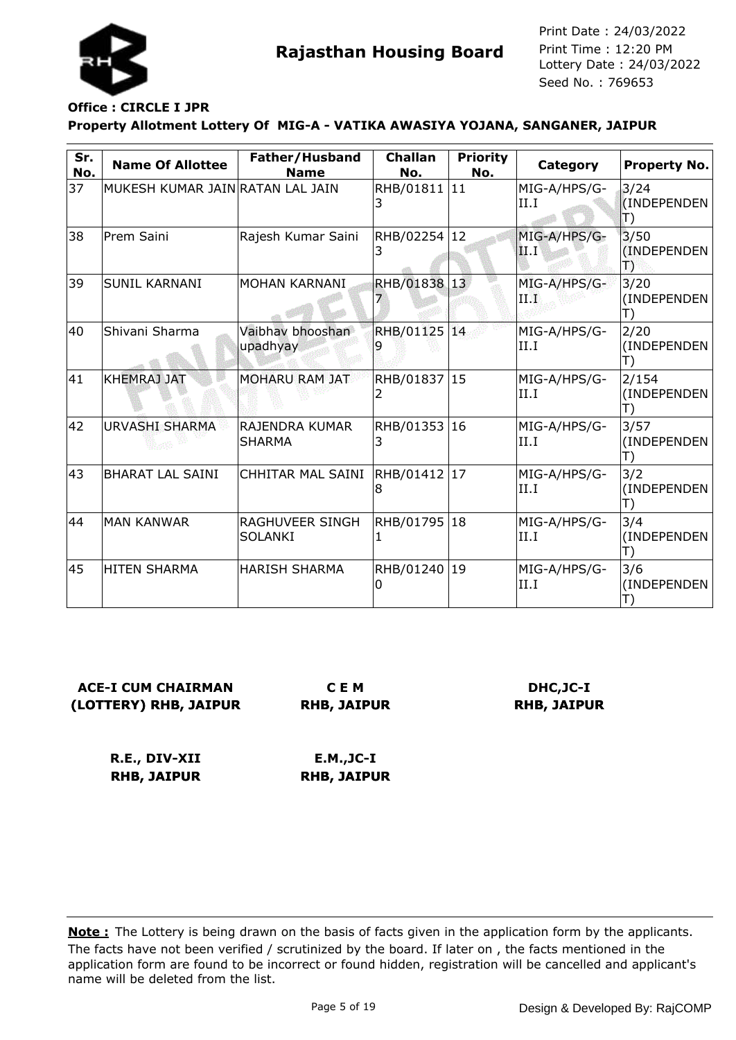**Rajasthan Housing Board**

Print Date : 24/03/2022
Print Time : 12:20 PM
Lottery Date : 24/03/2022
Seed No. : 769653

**Office : CIRCLE I JPR**

**Property Allotment Lottery Of MIG-A - VATIKA AWASIYA YOJANA, SANGANER, JAIPUR**

| Sr. No. | Name Of Allottee | Father/Husband Name | Challan No. | Priority No. | Category | Property No. |
|---|---|---|---|---|---|---|
| 37 | MUKESH KUMAR JAIN | RATAN LAL JAIN | RHB/018113 | 11 | MIG-A/HPS/G-II.I | 3/24 (INDEPENDENT) |
| 38 | Prem Saini | Rajesh Kumar Saini | RHB/022543 | 12 | MIG-A/HPS/G-II.I | 3/50 (INDEPENDENT) |
| 39 | SUNIL KARNANI | MOHAN KARNANI | RHB/018387 | 13 | MIG-A/HPS/G-II.I | 3/20 (INDEPENDENT) |
| 40 | Shivani Sharma | Vaibhav bhooshan upadhyay | RHB/011259 | 14 | MIG-A/HPS/G-II.I | 2/20 (INDEPENDENT) |
| 41 | KHEMRAJ JAT | MOHARU RAM JAT | RHB/018372 | 15 | MIG-A/HPS/G-II.I | 2/154 (INDEPENDENT) |
| 42 | URVASHI SHARMA | RAJENDRA KUMAR SHARMA | RHB/013533 | 16 | MIG-A/HPS/G-II.I | 3/57 (INDEPENDENT) |
| 43 | BHARAT LAL SAINI | CHHITAR MAL SAINI | RHB/014128 | 17 | MIG-A/HPS/G-II.I | 3/2 (INDEPENDENT) |
| 44 | MAN KANWAR | RAGHUVEER SINGH SOLANKI | RHB/017951 | 18 | MIG-A/HPS/G-II.I | 3/4 (INDEPENDENT) |
| 45 | HITEN SHARMA | HARISH SHARMA | RHB/012400 | 19 | MIG-A/HPS/G-II.I | 3/6 (INDEPENDENT) |

**ACE-I CUM CHAIRMAN (LOTTERY) RHB, JAIPUR**

**C E M RHB, JAIPUR**

**DHC,JC-I RHB, JAIPUR**

**R.E., DIV-XII RHB, JAIPUR**

**E.M.,JC-I RHB, JAIPUR**

**Note :** The Lottery is being drawn on the basis of facts given in the application form by the applicants. The facts have not been verified / scrutinized by the board. If later on , the facts mentioned in the application form are found to be incorrect or found hidden, registration will be cancelled and applicant's name will be deleted from the list.

Design & Developed By: RajCOMP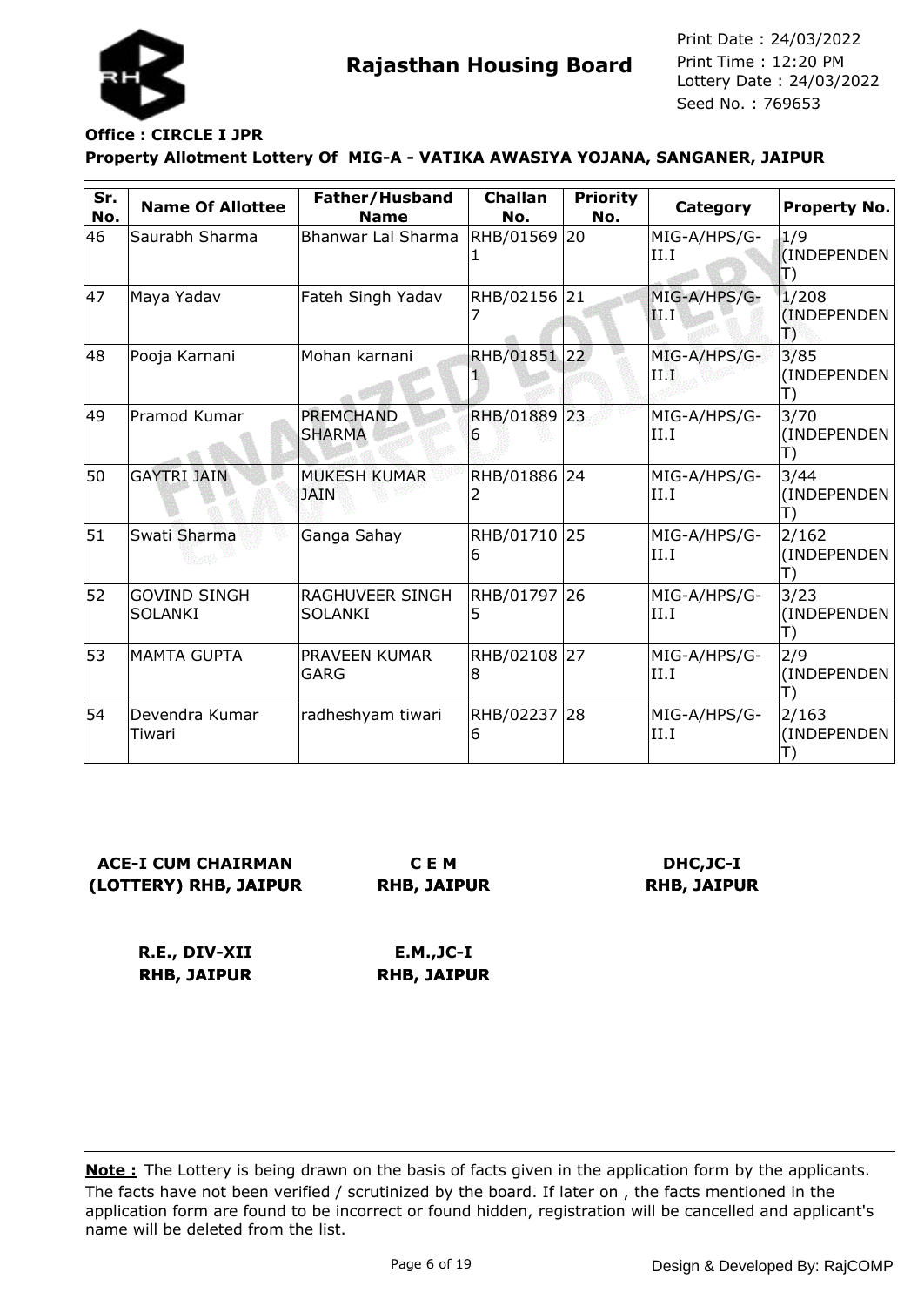**Rajasthan Housing Board**

Print Date : 24/03/2022
Print Time : 12:20 PM
Lottery Date : 24/03/2022
Seed No. : 769653

**Office : CIRCLE I JPR**

**Property Allotment Lottery Of MIG-A - VATIKA AWASIYA YOJANA, SANGANER, JAIPUR**

| Sr. No. | Name Of Allottee | Father/Husband Name | Challan No. | Priority No. | Category | Property No. |
|---|---|---|---|---|---|---|
| 46 | Saurabh Sharma | Bhanwar Lal Sharma | RHB/015691 | 20 | MIG-A/HPS/G-II.I | 1/9 (INDEPENDENT) |
| 47 | Maya Yadav | Fateh Singh Yadav | RHB/021567 | 21 | MIG-A/HPS/G-II.I | 1/208 (INDEPENDENT) |
| 48 | Pooja Karnani | Mohan karnani | RHB/018511 | 22 | MIG-A/HPS/G-II.I | 3/85 (INDEPENDENT) |
| 49 | Pramod Kumar | PREMCHAND SHARMA | RHB/018896 | 23 | MIG-A/HPS/G-II.I | 3/70 (INDEPENDENT) |
| 50 | GAYTRI JAIN | MUKESH KUMAR JAIN | RHB/018862 | 24 | MIG-A/HPS/G-II.I | 3/44 (INDEPENDENT) |
| 51 | Swati Sharma | Ganga Sahay | RHB/017106 | 25 | MIG-A/HPS/G-II.I | 2/162 (INDEPENDENT) |
| 52 | GOVIND SINGH SOLANKI | RAGHUVEER SINGH SOLANKI | RHB/017975 | 26 | MIG-A/HPS/G-II.I | 3/23 (INDEPENDENT) |
| 53 | MAMTA GUPTA | PRAVEEN KUMAR GARG | RHB/021088 | 27 | MIG-A/HPS/G-II.I | 2/9 (INDEPENDENT) |
| 54 | Devendra Kumar Tiwari | radheshyam tiwari | RHB/022376 | 28 | MIG-A/HPS/G-II.I | 2/163 (INDEPENDENT) |

**ACE-I CUM CHAIRMAN (LOTTERY) RHB, JAIPUR**

**C E M RHB, JAIPUR**

**DHC,JC-I RHB, JAIPUR**

**R.E., DIV-XII RHB, JAIPUR**

**E.M.,JC-I RHB, JAIPUR**

**Note :** The Lottery is being drawn on the basis of facts given in the application form by the applicants. The facts have not been verified / scrutinized by the board. If later on , the facts mentioned in the application form are found to be incorrect or found hidden, registration will be cancelled and applicant's name will be deleted from the list.

Design & Developed By: RajCOMP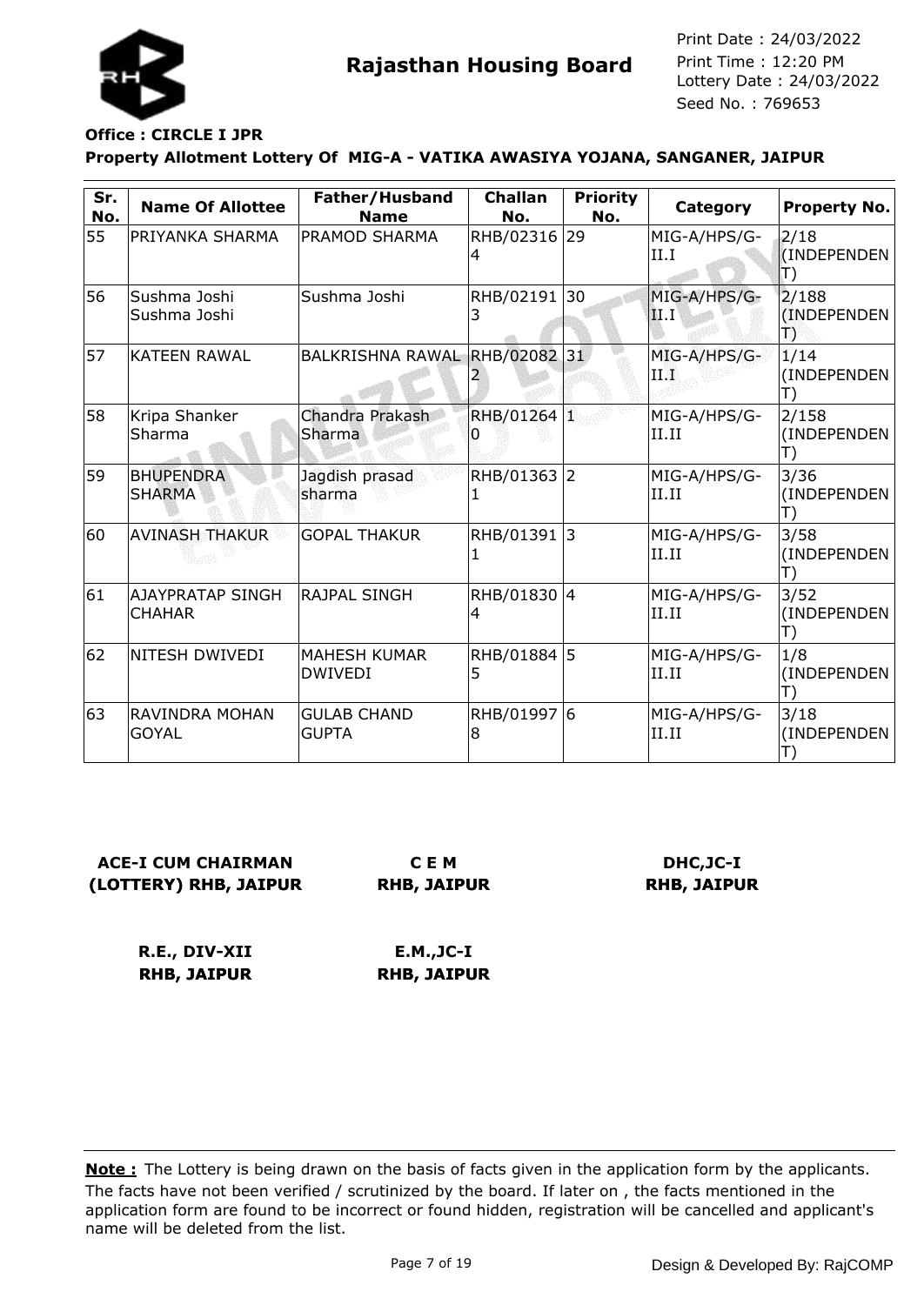Rajasthan Housing Board

Print Date : 24/03/2022
Print Time : 12:20 PM
Lottery Date : 24/03/2022
Seed No. : 769653

**Office : CIRCLE I JPR**

**Property Allotment Lottery Of MIG-A - VATIKA AWASIYA YOJANA, SANGANER, JAIPUR**

| Sr. No. | Name Of Allottee | Father/Husband Name | Challan No. | Priority No. | Category | Property No. |
|---|---|---|---|---|---|---|
| 55 | PRIYANKA SHARMA | PRAMOD SHARMA | RHB/023164 | 29 | MIG-A/HPS/G-II.I | 2/18 (INDEPENDENT) |
| 56 | Sushma Joshi Sushma Joshi | Sushma Joshi | RHB/021913 | 30 | MIG-A/HPS/G-II.I | 2/188 (INDEPENDENT) |
| 57 | KATEEN RAWAL | BALKRISHNA RAWAL | RHB/020822 | 31 | MIG-A/HPS/G-II.I | 1/14 (INDEPENDENT) |
| 58 | Kripa Shanker Sharma | Chandra Prakash Sharma | RHB/012640 | 1 | MIG-A/HPS/G-II.II | 2/158 (INDEPENDENT) |
| 59 | BHUPENDRA SHARMA | Jagdish prasad sharma | RHB/013631 | 2 | MIG-A/HPS/G-II.II | 3/36 (INDEPENDENT) |
| 60 | AVINASH THAKUR | GOPAL THAKUR | RHB/013911 | 3 | MIG-A/HPS/G-II.II | 3/58 (INDEPENDENT) |
| 61 | AJAYPRATAP SINGH CHAHAR | RAJPAL SINGH | RHB/018304 | 4 | MIG-A/HPS/G-II.II | 3/52 (INDEPENDENT) |
| 62 | NITESH DWIVEDI | MAHESH KUMAR DWIVEDI | RHB/018845 | 5 | MIG-A/HPS/G-II.II | 1/8 (INDEPENDENT) |
| 63 | RAVINDRA MOHAN GOYAL | GULAB CHAND GUPTA | RHB/019978 | 6 | MIG-A/HPS/G-II.II | 3/18 (INDEPENDENT) |

**ACE-I CUM CHAIRMAN (LOTTERY) RHB, JAIPUR**

**C E M RHB, JAIPUR**

**DHC,JC-I RHB, JAIPUR**

**R.E., DIV-XII RHB, JAIPUR**

**E.M.,JC-I RHB, JAIPUR**

**Note :** The Lottery is being drawn on the basis of facts given in the application form by the applicants. The facts have not been verified / scrutinized by the board. If later on , the facts mentioned in the application form are found to be incorrect or found hidden, registration will be cancelled and applicant's name will be deleted from the list.

Design & Developed By: RajCOMP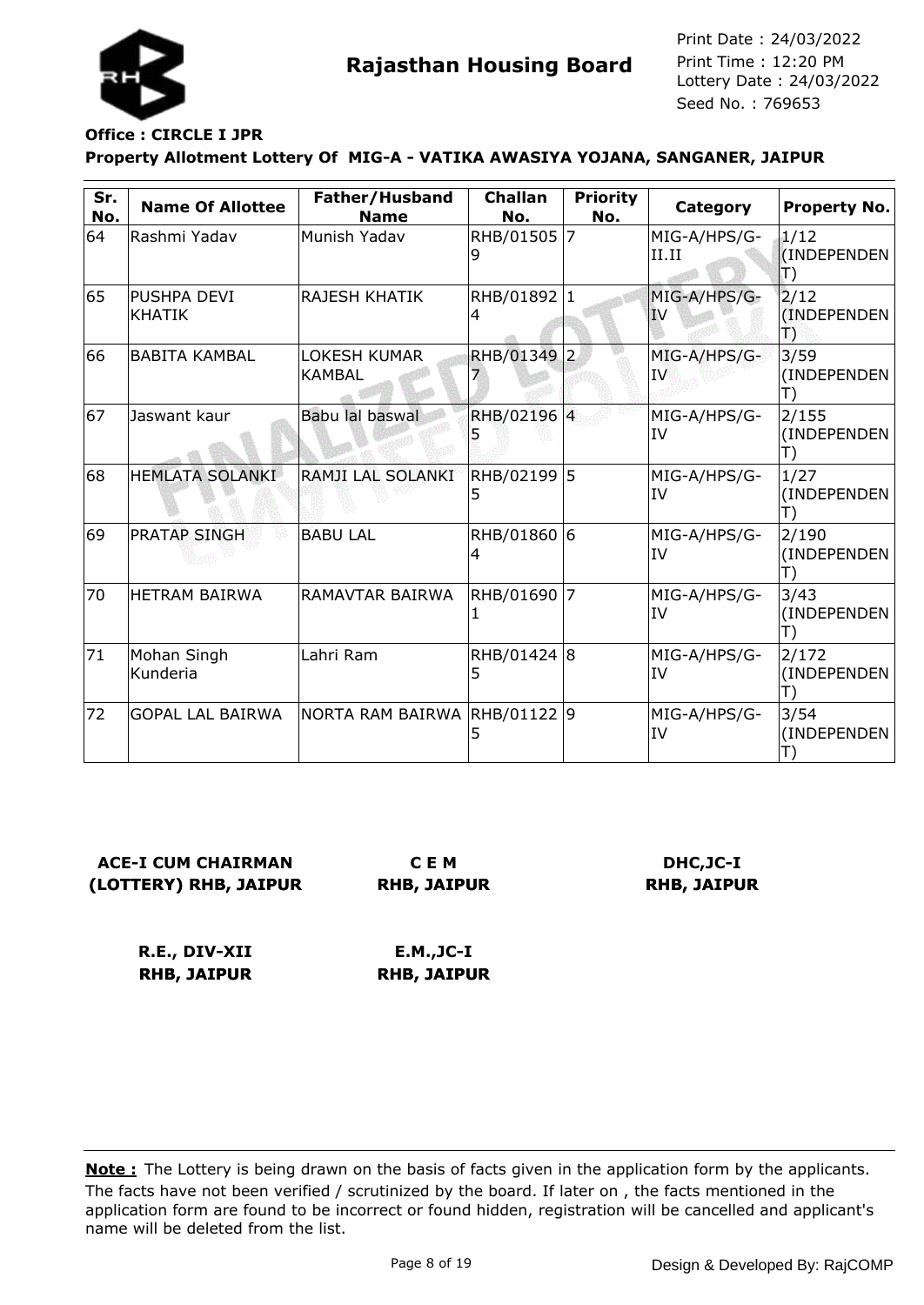# Rajasthan Housing Board

Print Date : 24/03/2022
Print Time : 12:20 PM
Lottery Date : 24/03/2022
Seed No. : 769653

**Office : CIRCLE I JPR**

**Property Allotment Lottery Of MIG-A - VATIKA AWASIYA YOJANA, SANGANER, JAIPUR**

| Sr. No. | Name Of Allottee | Father/Husband Name | Challan No. | Priority No. | Category | Property No. |
|---|---|---|---|---|---|---|
| 64 | Rashmi Yadav | Munish Yadav | RHB/015059 | 7 | MIG-A/HPS/G-II.II | 1/12 (INDEPENDENT) |
| 65 | PUSHPA DEVI KHATIK | RAJESH KHATIK | RHB/018924 | 1 | MIG-A/HPS/G-IV | 2/12 (INDEPENDENT) |
| 66 | BABITA KAMBAL | LOKESH KUMAR KAMBAL | RHB/013497 | 2 | MIG-A/HPS/G-IV | 3/59 (INDEPENDENT) |
| 67 | Jaswant kaur | Babu lal baswal | RHB/021965 | 4 | MIG-A/HPS/G-IV | 2/155 (INDEPENDENT) |
| 68 | HEMLATA SOLANKI | RAMJI LAL SOLANKI | RHB/021995 | 5 | MIG-A/HPS/G-IV | 1/27 (INDEPENDENT) |
| 69 | PRATAP SINGH | BABU LAL | RHB/018604 | 6 | MIG-A/HPS/G-IV | 2/190 (INDEPENDENT) |
| 70 | HETRAM BAIRWA | RAMAVTAR BAIRWA | RHB/016901 | 7 | MIG-A/HPS/G-IV | 3/43 (INDEPENDENT) |
| 71 | Mohan Singh Kunderia | Lahri Ram | RHB/014245 | 8 | MIG-A/HPS/G-IV | 2/172 (INDEPENDENT) |
| 72 | GOPAL LAL BAIRWA | NORTA RAM BAIRWA | RHB/011225 | 9 | MIG-A/HPS/G-IV | 3/54 (INDEPENDENT) |

**ACE-I CUM CHAIRMAN (LOTTERY) RHB, JAIPUR**

**C E M RHB, JAIPUR**

**DHC,JC-I RHB, JAIPUR**

**R.E., DIV-XII RHB, JAIPUR**

**E.M.,JC-I RHB, JAIPUR**

**Note :** The Lottery is being drawn on the basis of facts given in the application form by the applicants. The facts have not been verified / scrutinized by the board. If later on , the facts mentioned in the application form are found to be incorrect or found hidden, registration will be cancelled and applicant's name will be deleted from the list.

Design & Developed By: RajCOMP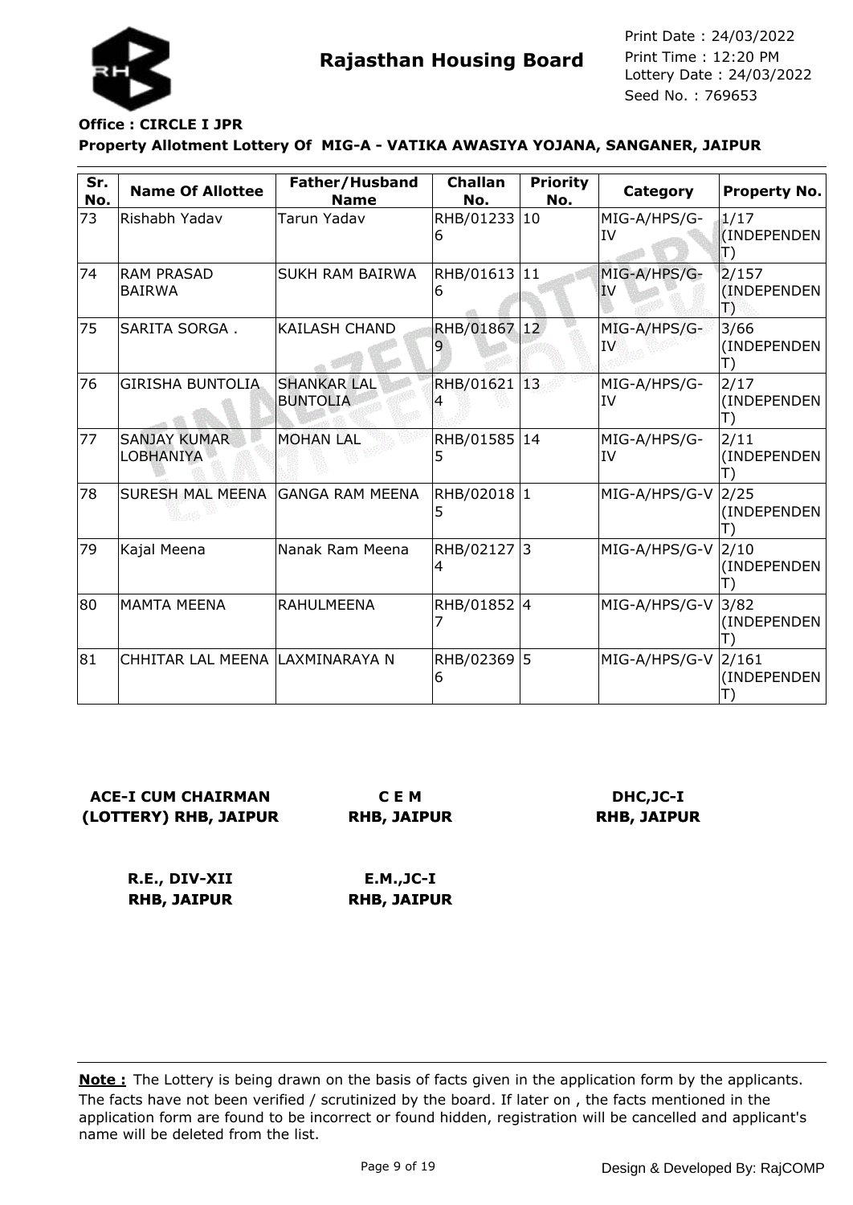**Rajasthan Housing Board**

Print Date : 24/03/2022
Print Time : 12:20 PM
Lottery Date : 24/03/2022
Seed No. : 769653

**Office : CIRCLE I JPR**

**Property Allotment Lottery Of MIG-A - VATIKA AWASIYA YOJANA, SANGANER, JAIPUR**

| Sr. No. | Name Of Allottee | Father/Husband Name | Challan No. | Priority No. | Category | Property No. |
|---|---|---|---|---|---|---|
| 73 | Rishabh Yadav | Tarun Yadav | RHB/012336 | 10 | MIG-A/HPS/G-IV | 1/17 (INDEPENDENT) |
| 74 | RAM PRASAD BAIRWA | SUKH RAM BAIRWA | RHB/016136 | 11 | MIG-A/HPS/G-IV | 2/157 (INDEPENDENT) |
| 75 | SARITA SORGA . | KAILASH CHAND | RHB/018679 | 12 | MIG-A/HPS/G-IV | 3/66 (INDEPENDENT) |
| 76 | GIRISHA BUNTOLIA | SHANKAR LAL BUNTOLIA | RHB/016214 | 13 | MIG-A/HPS/G-IV | 2/17 (INDEPENDENT) |
| 77 | SANJAY KUMAR LOBHANIYA | MOHAN LAL | RHB/015855 | 14 | MIG-A/HPS/G-IV | 2/11 (INDEPENDENT) |
| 78 | SURESH MAL MEENA | GANGA RAM MEENA | RHB/020185 | 1 | MIG-A/HPS/G-V | 2/25 (INDEPENDENT) |
| 79 | Kajal Meena | Nanak Ram Meena | RHB/021274 | 3 | MIG-A/HPS/G-V | 2/10 (INDEPENDENT) |
| 80 | MAMTA MEENA | RAHULMEENA | RHB/018527 | 4 | MIG-A/HPS/G-V | 3/82 (INDEPENDENT) |
| 81 | CHHITAR LAL MEENA | LAXMINARAYA N | RHB/023696 | 5 | MIG-A/HPS/G-V | 2/161 (INDEPENDENT) |

**ACE-I CUM CHAIRMAN (LOTTERY) RHB, JAIPUR**

**C E M RHB, JAIPUR**

**DHC,JC-I RHB, JAIPUR**

**R.E., DIV-XII RHB, JAIPUR**

**E.M.,JC-I RHB, JAIPUR**

**Note :** The Lottery is being drawn on the basis of facts given in the application form by the applicants. The facts have not been verified / scrutinized by the board. If later on , the facts mentioned in the application form are found to be incorrect or found hidden, registration will be cancelled and applicant's name will be deleted from the list.

Design & Developed By: RajCOMP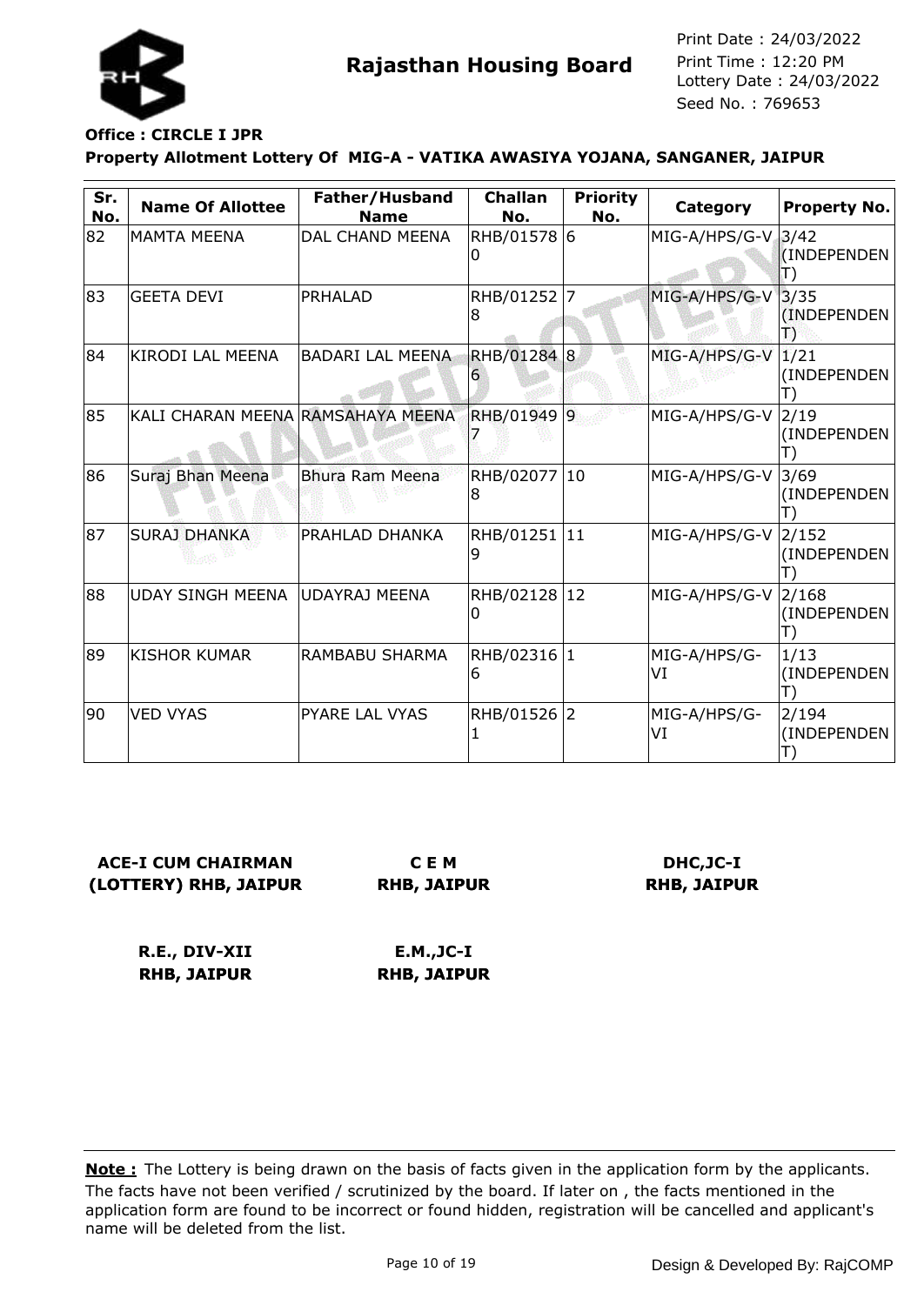**Rajasthan Housing Board**

Print Date : 24/03/2022
Print Time : 12:20 PM
Lottery Date : 24/03/2022
Seed No. : 769653

**Office : CIRCLE I JPR**

**Property Allotment Lottery Of MIG-A - VATIKA AWASIYA YOJANA, SANGANER, JAIPUR**

| Sr. No. | Name Of Allottee | Father/Husband Name | Challan No. | Priority No. | Category | Property No. |
|---|---|---|---|---|---|---|
| 82 | MAMTA MEENA | DAL CHAND MEENA | RHB/015780 | 6 | MIG-A/HPS/G-V | 3/42 (INDEPENDENT) |
| 83 | GEETA DEVI | PRHALAD | RHB/012528 | 7 | MIG-A/HPS/G-V | 3/35 (INDEPENDENT) |
| 84 | KIRODI LAL MEENA | BADARI LAL MEENA | RHB/012846 | 8 | MIG-A/HPS/G-V | 1/21 (INDEPENDENT) |
| 85 | KALI CHARAN MEENA | RAMSAHAYA MEENA | RHB/019497 | 9 | MIG-A/HPS/G-V | 2/19 (INDEPENDENT) |
| 86 | Suraj Bhan Meena | Bhura Ram Meena | RHB/020778 | 10 | MIG-A/HPS/G-V | 3/69 (INDEPENDENT) |
| 87 | SURAJ DHANKA | PRAHLAD DHANKA | RHB/012519 | 11 | MIG-A/HPS/G-V | 2/152 (INDEPENDENT) |
| 88 | UDAY SINGH MEENA | UDAYRAJ MEENA | RHB/021280 | 12 | MIG-A/HPS/G-V | 2/168 (INDEPENDENT) |
| 89 | KISHOR KUMAR | RAMBABU SHARMA | RHB/023166 | 1 | MIG-A/HPS/G-VI | 1/13 (INDEPENDENT) |
| 90 | VED VYAS | PYARE LAL VYAS | RHB/015261 | 2 | MIG-A/HPS/G-VI | 2/194 (INDEPENDENT) |

**ACE-I CUM CHAIRMAN (LOTTERY) RHB, JAIPUR**

**C E M RHB, JAIPUR**

**DHC,JC-I RHB, JAIPUR**

**R.E., DIV-XII RHB, JAIPUR**

**E.M.,JC-I RHB, JAIPUR**

**Note :** The Lottery is being drawn on the basis of facts given in the application form by the applicants. The facts have not been verified / scrutinized by the board. If later on , the facts mentioned in the application form are found to be incorrect or found hidden, registration will be cancelled and applicant's name will be deleted from the list.

Design & Developed By: RajCOMP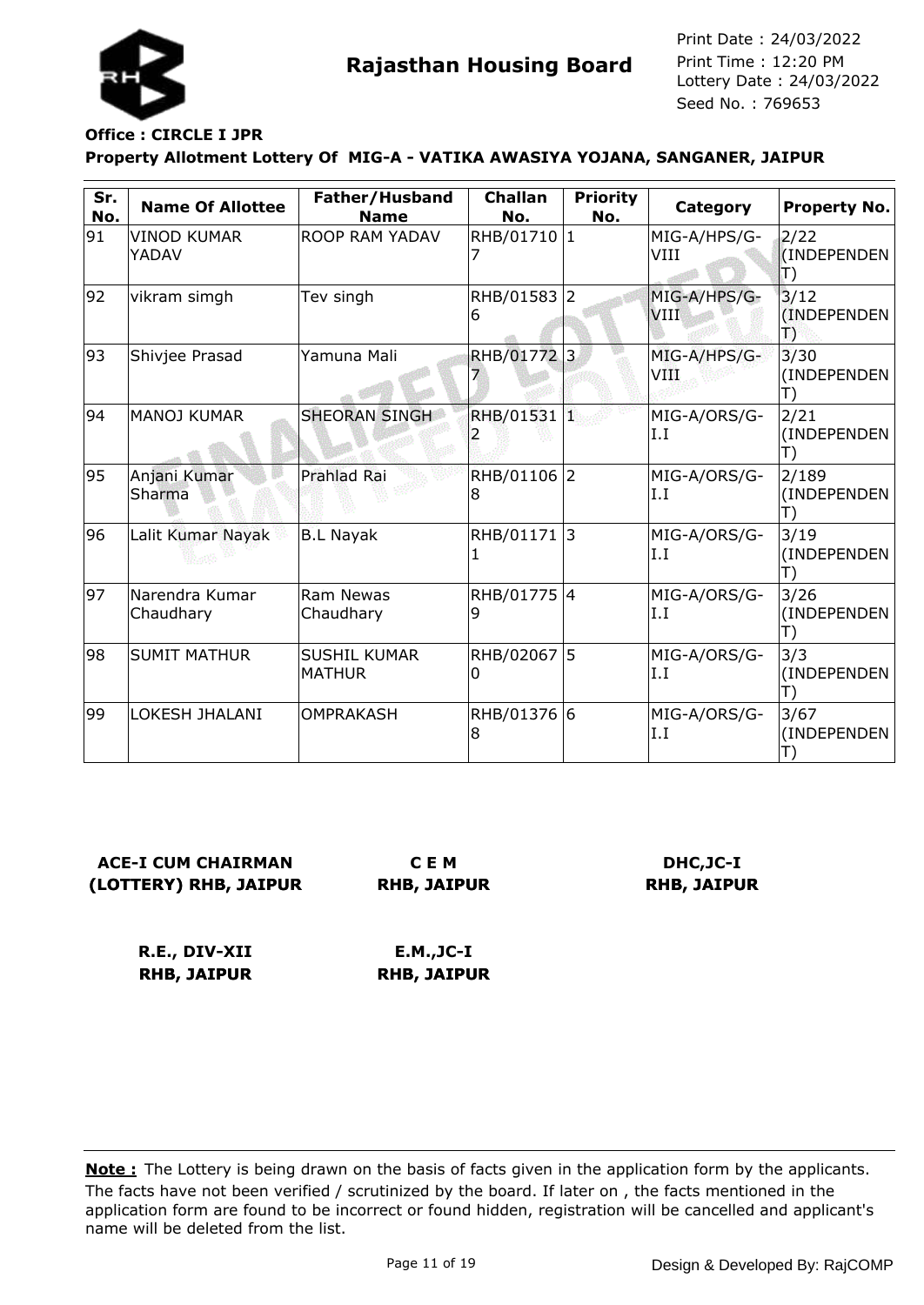**Rajasthan Housing Board**

Print Date : 24/03/2022
Print Time : 12:20 PM
Lottery Date : 24/03/2022
Seed No. : 769653

**Office : CIRCLE I JPR**

**Property Allotment Lottery Of MIG-A - VATIKA AWASIYA YOJANA, SANGANER, JAIPUR**

| Sr. No. | Name Of Allottee | Father/Husband Name | Challan No. | Priority No. | Category | Property No. |
|---|---|---|---|---|---|---|
| 91 | VINOD KUMAR YADAV | ROOP RAM YADAV | RHB/017107 | 1 | MIG-A/HPS/G-VIII | 2/22 (INDEPENDENT) |
| 92 | vikram simgh | Tev singh | RHB/015836 | 2 | MIG-A/HPS/G-VIII | 3/12 (INDEPENDENT) |
| 93 | Shivjee Prasad | Yamuna Mali | RHB/017727 | 3 | MIG-A/HPS/G-VIII | 3/30 (INDEPENDENT) |
| 94 | MANOJ KUMAR | SHEORAN SINGH | RHB/015312 | 1 | MIG-A/ORS/G-I.I | 2/21 (INDEPENDENT) |
| 95 | Anjani Kumar Sharma | Prahlad Rai | RHB/011068 | 2 | MIG-A/ORS/G-I.I | 2/189 (INDEPENDENT) |
| 96 | Lalit Kumar Nayak | B.L Nayak | RHB/011711 | 3 | MIG-A/ORS/G-I.I | 3/19 (INDEPENDENT) |
| 97 | Narendra Kumar Chaudhary | Ram Newas Chaudhary | RHB/017759 | 4 | MIG-A/ORS/G-I.I | 3/26 (INDEPENDENT) |
| 98 | SUMIT MATHUR | SUSHIL KUMAR MATHUR | RHB/020670 | 5 | MIG-A/ORS/G-I.I | 3/3 (INDEPENDENT) |
| 99 | LOKESH JHALANI | OMPRAKASH | RHB/013768 | 6 | MIG-A/ORS/G-I.I | 3/67 (INDEPENDENT) |

**ACE-I CUM CHAIRMAN (LOTTERY) RHB, JAIPUR**

**C E M RHB, JAIPUR**

**DHC,JC-I RHB, JAIPUR**

**R.E., DIV-XII RHB, JAIPUR**

**E.M.,JC-I RHB, JAIPUR**

**Note :** The Lottery is being drawn on the basis of facts given in the application form by the applicants. The facts have not been verified / scrutinized by the board. If later on , the facts mentioned in the application form are found to be incorrect or found hidden, registration will be cancelled and applicant's name will be deleted from the list.

Design & Developed By: RajCOMP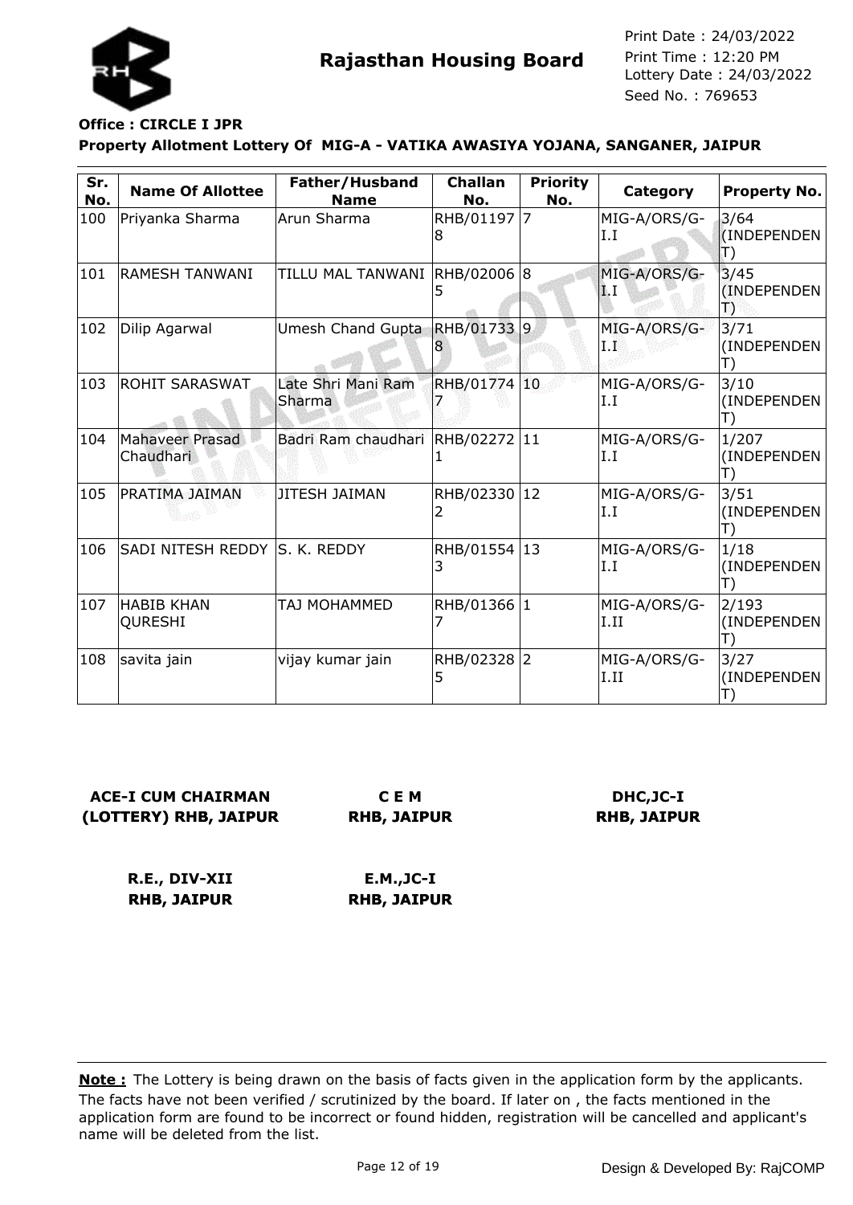# Rajasthan Housing Board

Print Date : 24/03/2022
Print Time : 12:20 PM
Lottery Date : 24/03/2022
Seed No. : 769653

**Office : CIRCLE I JPR**

**Property Allotment Lottery Of MIG-A - VATIKA AWASIYA YOJANA, SANGANER, JAIPUR**

| Sr. No. | Name Of Allottee | Father/Husband Name | Challan No. | Priority No. | Category | Property No. |
|---|---|---|---|---|---|---|
| 100 | Priyanka Sharma | Arun Sharma | RHB/011978 | 7 | MIG-A/ORS/G-I.I | 3/64 (INDEPENDENT) |
| 101 | RAMESH TANWANI | TILLU MAL TANWANI | RHB/020065 | 8 | MIG-A/ORS/G-I.I | 3/45 (INDEPENDENT) |
| 102 | Dilip Agarwal | Umesh Chand Gupta | RHB/017338 | 9 | MIG-A/ORS/G-I.I | 3/71 (INDEPENDENT) |
| 103 | ROHIT SARASWAT | Late Shri Mani Ram Sharma | RHB/017747 | 10 | MIG-A/ORS/G-I.I | 3/10 (INDEPENDENT) |
| 104 | Mahaveer Prasad Chaudhari | Badri Ram chaudhari | RHB/022721 | 11 | MIG-A/ORS/G-I.I | 1/207 (INDEPENDENT) |
| 105 | PRATIMA JAIMAN | JITESH JAIMAN | RHB/023302 | 12 | MIG-A/ORS/G-I.I | 3/51 (INDEPENDENT) |
| 106 | SADI NITESH REDDY | S. K. REDDY | RHB/015543 | 13 | MIG-A/ORS/G-I.I | 1/18 (INDEPENDENT) |
| 107 | HABIB KHAN QURESHI | TAJ MOHAMMED | RHB/013667 | 1 | MIG-A/ORS/G-I.II | 2/193 (INDEPENDENT) |
| 108 | savita jain | vijay kumar jain | RHB/023285 | 2 | MIG-A/ORS/G-I.II | 3/27 (INDEPENDENT) |

**ACE-I CUM CHAIRMAN (LOTTERY) RHB, JAIPUR**

**C E M RHB, JAIPUR**

**DHC,JC-I RHB, JAIPUR**

**R.E., DIV-XII RHB, JAIPUR**

**E.M.,JC-I RHB, JAIPUR**

**Note :** The Lottery is being drawn on the basis of facts given in the application form by the applicants. The facts have not been verified / scrutinized by the board. If later on , the facts mentioned in the application form are found to be incorrect or found hidden, registration will be cancelled and applicant's name will be deleted from the list.

Design & Developed By: RajCOMP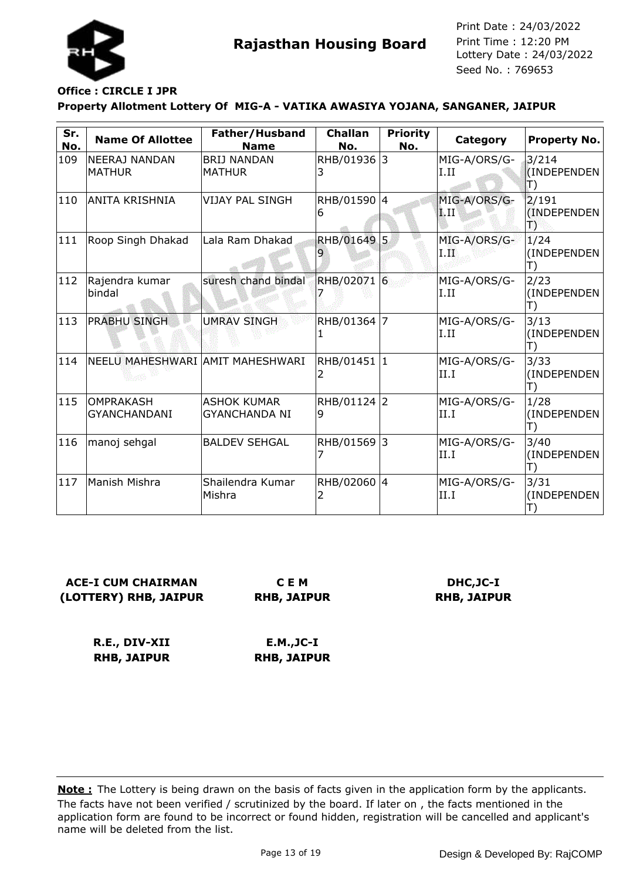# Rajasthan Housing Board

Print Date : 24/03/2022
Print Time : 12:20 PM
Lottery Date : 24/03/2022
Seed No. : 769653

**Office : CIRCLE I JPR**

**Property Allotment Lottery Of MIG-A - VATIKA AWASIYA YOJANA, SANGANER, JAIPUR**

| Sr. No. | Name Of Allottee | Father/Husband Name | Challan No. | Priority No. | Category | Property No. |
|---|---|---|---|---|---|---|
| 109 | NEERAJ NANDAN MATHUR | BRIJ NANDAN MATHUR | RHB/019363 | 3 | MIG-A/ORS/G-I.II | 3/214 (INDEPENDENT) |
| 110 | ANITA KRISHNIA | VIJAY PAL SINGH | RHB/015906 | 4 | MIG-A/ORS/G-I.II | 2/191 (INDEPENDENT) |
| 111 | Roop Singh Dhakad | Lala Ram Dhakad | RHB/016499 | 5 | MIG-A/ORS/G-I.II | 1/24 (INDEPENDENT) |
| 112 | Rajendra kumar bindal | suresh chand bindal | RHB/020717 | 6 | MIG-A/ORS/G-I.II | 2/23 (INDEPENDENT) |
| 113 | PRABHU SINGH | UMRAV SINGH | RHB/013641 | 7 | MIG-A/ORS/G-I.II | 3/13 (INDEPENDENT) |
| 114 | NEELU MAHESHWARI | AMIT MAHESHWARI | RHB/014512 | 1 | MIG-A/ORS/G-II.I | 3/33 (INDEPENDENT) |
| 115 | OMPRAKASH GYANCHANDANI | ASHOK KUMAR GYANCHANDA NI | RHB/011249 | 2 | MIG-A/ORS/G-II.I | 1/28 (INDEPENDENT) |
| 116 | manoj sehgal | BALDEV SEHGAL | RHB/015697 | 3 | MIG-A/ORS/G-II.I | 3/40 (INDEPENDENT) |
| 117 | Manish Mishra | Shailendra Kumar Mishra | RHB/020602 | 4 | MIG-A/ORS/G-II.I | 3/31 (INDEPENDENT) |

**ACE-I CUM CHAIRMAN (LOTTERY) RHB, JAIPUR**

**C E M RHB, JAIPUR**

**DHC,JC-I RHB, JAIPUR**

**R.E., DIV-XII RHB, JAIPUR**

**E.M.,JC-I RHB, JAIPUR**

**Note :** The Lottery is being drawn on the basis of facts given in the application form by the applicants. The facts have not been verified / scrutinized by the board. If later on , the facts mentioned in the application form are found to be incorrect or found hidden, registration will be cancelled and applicant's name will be deleted from the list.

Design & Developed By: RajCOMP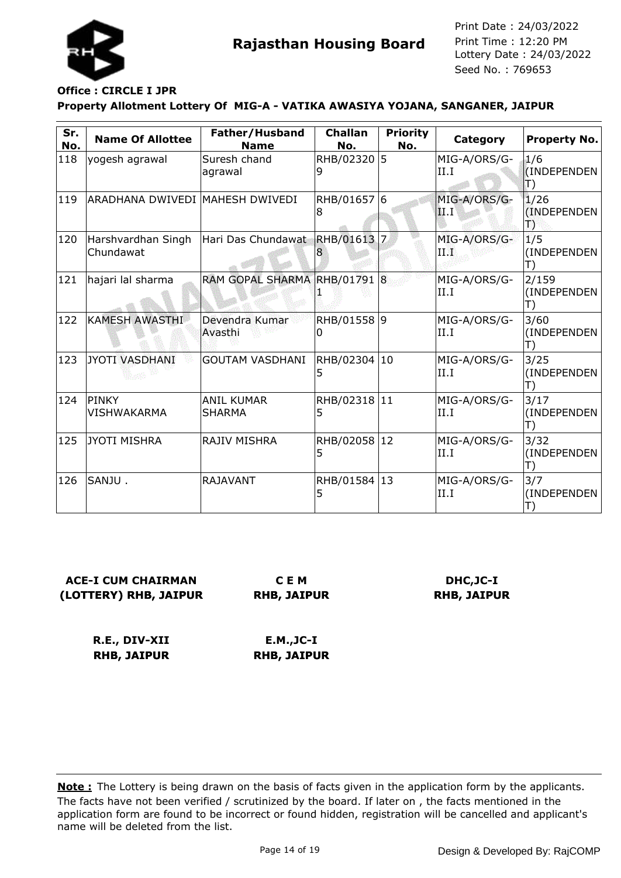# Rajasthan Housing Board

Print Date : 24/03/2022
Print Time : 12:20 PM
Lottery Date : 24/03/2022
Seed No. : 769653

**Office : CIRCLE I JPR**

**Property Allotment Lottery Of MIG-A - VATIKA AWASIYA YOJANA, SANGANER, JAIPUR**

| Sr. No. | Name Of Allottee | Father/Husband Name | Challan No. | Priority No. | Category | Property No. |
|---|---|---|---|---|---|---|
| 118 | yogesh agrawal | Suresh chand agrawal | RHB/023209 | 5 | MIG-A/ORS/G-II.I | 1/6 (INDEPENDENT) |
| 119 | ARADHANA DWIVEDI | MAHESH DWIVEDI | RHB/016578 | 6 | MIG-A/ORS/G-II.I | 1/26 (INDEPENDENT) |
| 120 | Harshvardhan Singh Chundawat | Hari Das Chundawat | RHB/016138 | 7 | MIG-A/ORS/G-II.I | 1/5 (INDEPENDENT) |
| 121 | hajari lal sharma | RAM GOPAL SHARMA | RHB/017911 | 8 | MIG-A/ORS/G-II.I | 2/159 (INDEPENDENT) |
| 122 | KAMESH AWASTHI | Devendra Kumar Avasthi | RHB/015580 | 9 | MIG-A/ORS/G-II.I | 3/60 (INDEPENDENT) |
| 123 | JYOTI VASDHANI | GOUTAM VASDHANI | RHB/023045 | 10 | MIG-A/ORS/G-II.I | 3/25 (INDEPENDENT) |
| 124 | PINKY VISHWAKARMA | ANIL KUMAR SHARMA | RHB/023185 | 11 | MIG-A/ORS/G-II.I | 3/17 (INDEPENDENT) |
| 125 | JYOTI MISHRA | RAJIV MISHRA | RHB/020585 | 12 | MIG-A/ORS/G-II.I | 3/32 (INDEPENDENT) |
| 126 | SANJU . | RAJAVANT | RHB/015845 | 13 | MIG-A/ORS/G-II.I | 3/7 (INDEPENDENT) |

**ACE-I CUM CHAIRMAN (LOTTERY) RHB, JAIPUR**

**C E M RHB, JAIPUR**

**DHC,JC-I RHB, JAIPUR**

**R.E., DIV-XII RHB, JAIPUR**

**E.M.,JC-I RHB, JAIPUR**

**Note :** The Lottery is being drawn on the basis of facts given in the application form by the applicants. The facts have not been verified / scrutinized by the board. If later on , the facts mentioned in the application form are found to be incorrect or found hidden, registration will be cancelled and applicant's name will be deleted from the list.

Design & Developed By: RajCOMP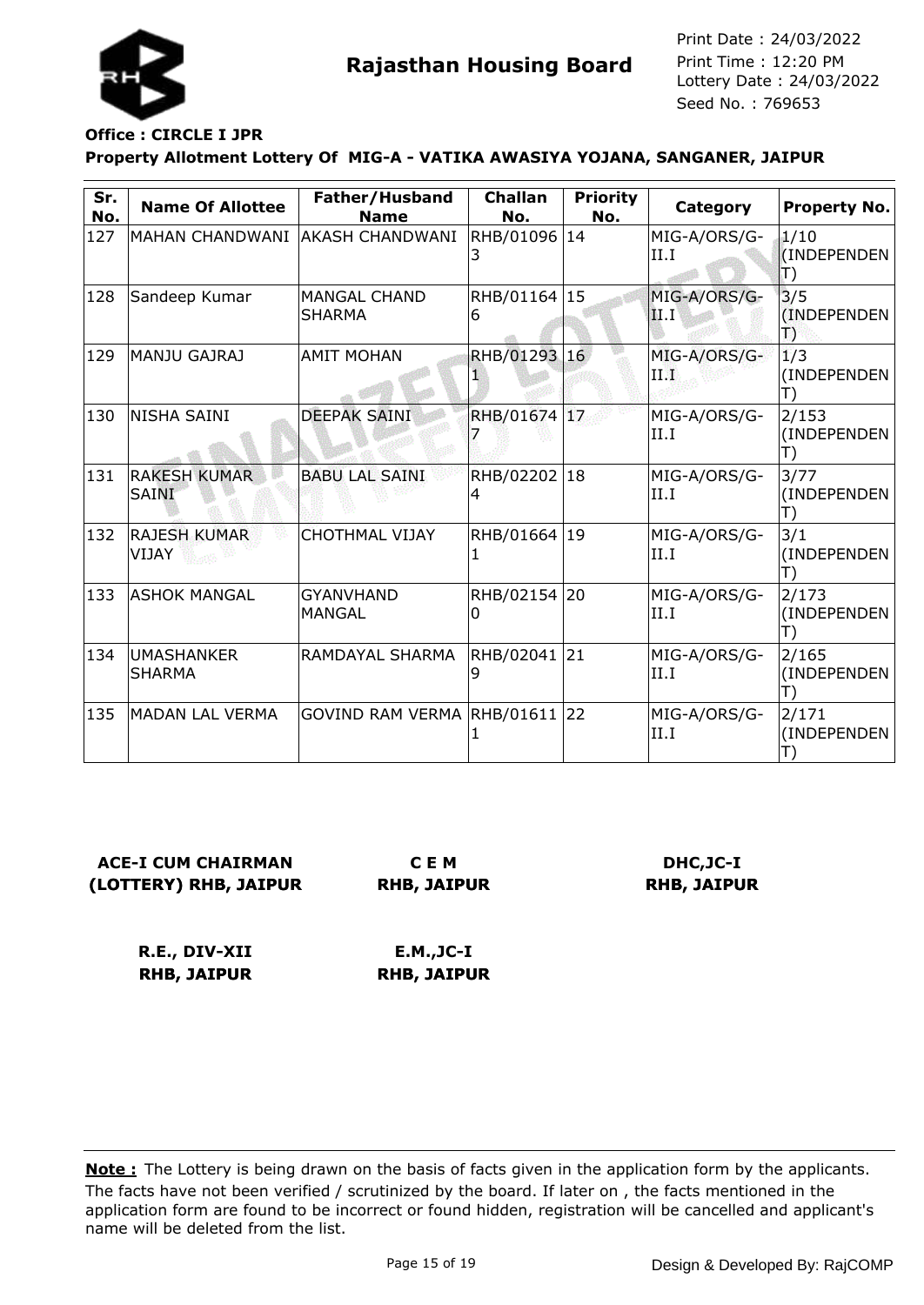**Rajasthan Housing Board**

Print Date : 24/03/2022
Print Time : 12:20 PM
Lottery Date : 24/03/2022
Seed No. : 769653

**Office : CIRCLE I JPR**

**Property Allotment Lottery Of MIG-A - VATIKA AWASIYA YOJANA, SANGANER, JAIPUR**

| Sr. No. | Name Of Allottee | Father/Husband Name | Challan No. | Priority No. | Category | Property No. |
|---|---|---|---|---|---|---|
| 127 | MAHAN CHANDWANI | AKASH CHANDWANI | RHB/010963 | 14 | MIG-A/ORS/G-II.I | 1/10 (INDEPENDENT) |
| 128 | Sandeep Kumar | MANGAL CHAND SHARMA | RHB/011646 | 15 | MIG-A/ORS/G-II.I | 3/5 (INDEPENDENT) |
| 129 | MANJU GAJRAJ | AMIT MOHAN | RHB/012931 | 16 | MIG-A/ORS/G-II.I | 1/3 (INDEPENDENT) |
| 130 | NISHA SAINI | DEEPAK SAINI | RHB/016747 | 17 | MIG-A/ORS/G-II.I | 2/153 (INDEPENDENT) |
| 131 | RAKESH KUMAR SAINI | BABU LAL SAINI | RHB/022024 | 18 | MIG-A/ORS/G-II.I | 3/77 (INDEPENDENT) |
| 132 | RAJESH KUMAR VIJAY | CHOTHMAL VIJAY | RHB/016641 | 19 | MIG-A/ORS/G-II.I | 3/1 (INDEPENDENT) |
| 133 | ASHOK MANGAL | GYANVHAND MANGAL | RHB/021540 | 20 | MIG-A/ORS/G-II.I | 2/173 (INDEPENDENT) |
| 134 | UMASHANKER SHARMA | RAMDAYAL SHARMA | RHB/020419 | 21 | MIG-A/ORS/G-II.I | 2/165 (INDEPENDENT) |
| 135 | MADAN LAL VERMA | GOVIND RAM VERMA | RHB/016111 | 22 | MIG-A/ORS/G-II.I | 2/171 (INDEPENDENT) |

**ACE-I CUM CHAIRMAN (LOTTERY) RHB, JAIPUR**

**C E M RHB, JAIPUR**

**DHC,JC-I RHB, JAIPUR**

**R.E., DIV-XII RHB, JAIPUR**

**E.M.,JC-I RHB, JAIPUR**

**Note :** The Lottery is being drawn on the basis of facts given in the application form by the applicants. The facts have not been verified / scrutinized by the board. If later on , the facts mentioned in the application form are found to be incorrect or found hidden, registration will be cancelled and applicant's name will be deleted from the list.

Design & Developed By: RajCOMP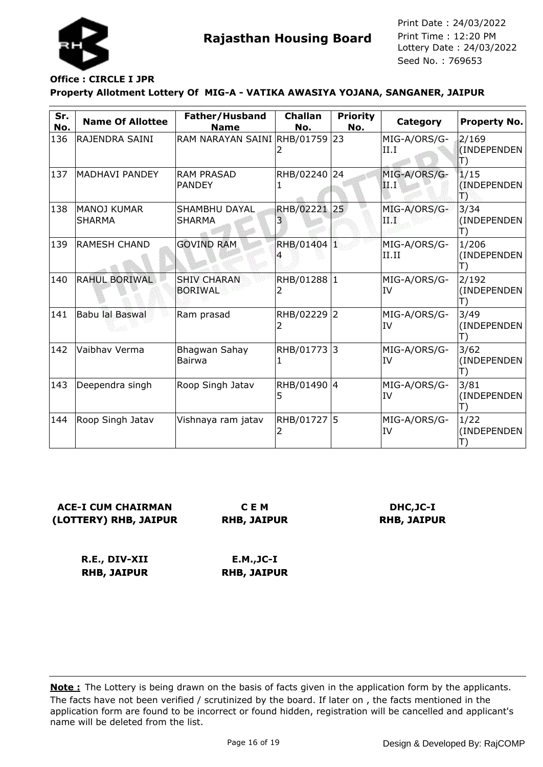# Rajasthan Housing Board

Print Date : 24/03/2022
Print Time : 12:20 PM
Lottery Date : 24/03/2022
Seed No. : 769653

**Office : CIRCLE I JPR**

**Property Allotment Lottery Of MIG-A - VATIKA AWASIYA YOJANA, SANGANER, JAIPUR**

| Sr. No. | Name Of Allottee | Father/Husband Name | Challan No. | Priority No. | Category | Property No. |
|---|---|---|---|---|---|---|
| 136 | RAJENDRA SAINI | RAM NARAYAN SAINI | RHB/017592 | 23 | MIG-A/ORS/G-II.I | 2/169 (INDEPENDENT) |
| 137 | MADHAVI PANDEY | RAM PRASAD PANDEY | RHB/022401 | 24 | MIG-A/ORS/G-II.I | 1/15 (INDEPENDENT) |
| 138 | MANOJ KUMAR SHARMA | SHAMBHU DAYAL SHARMA | RHB/022213 | 25 | MIG-A/ORS/G-II.I | 3/34 (INDEPENDENT) |
| 139 | RAMESH CHAND | GOVIND RAM | RHB/014044 | 1 | MIG-A/ORS/G-II.II | 1/206 (INDEPENDENT) |
| 140 | RAHUL BORIWAL | SHIV CHARAN BORIWAL | RHB/012882 | 1 | MIG-A/ORS/G-IV | 2/192 (INDEPENDENT) |
| 141 | Babu lal Baswal | Ram prasad | RHB/022292 | 2 | MIG-A/ORS/G-IV | 3/49 (INDEPENDENT) |
| 142 | Vaibhav Verma | Bhagwan Sahay Bairwa | RHB/017731 | 3 | MIG-A/ORS/G-IV | 3/62 (INDEPENDENT) |
| 143 | Deependra singh | Roop Singh Jatav | RHB/014905 | 4 | MIG-A/ORS/G-IV | 3/81 (INDEPENDENT) |
| 144 | Roop Singh Jatav | Vishnaya ram jatav | RHB/017272 | 5 | MIG-A/ORS/G-IV | 1/22 (INDEPENDENT) |

**ACE-I CUM CHAIRMAN (LOTTERY) RHB, JAIPUR**

**C E M RHB, JAIPUR**

**DHC,JC-I RHB, JAIPUR**

**R.E., DIV-XII RHB, JAIPUR**

**E.M.,JC-I RHB, JAIPUR**

**Note :** The Lottery is being drawn on the basis of facts given in the application form by the applicants. The facts have not been verified / scrutinized by the board. If later on , the facts mentioned in the application form are found to be incorrect or found hidden, registration will be cancelled and applicant's name will be deleted from the list.

Design & Developed By: RajCOMP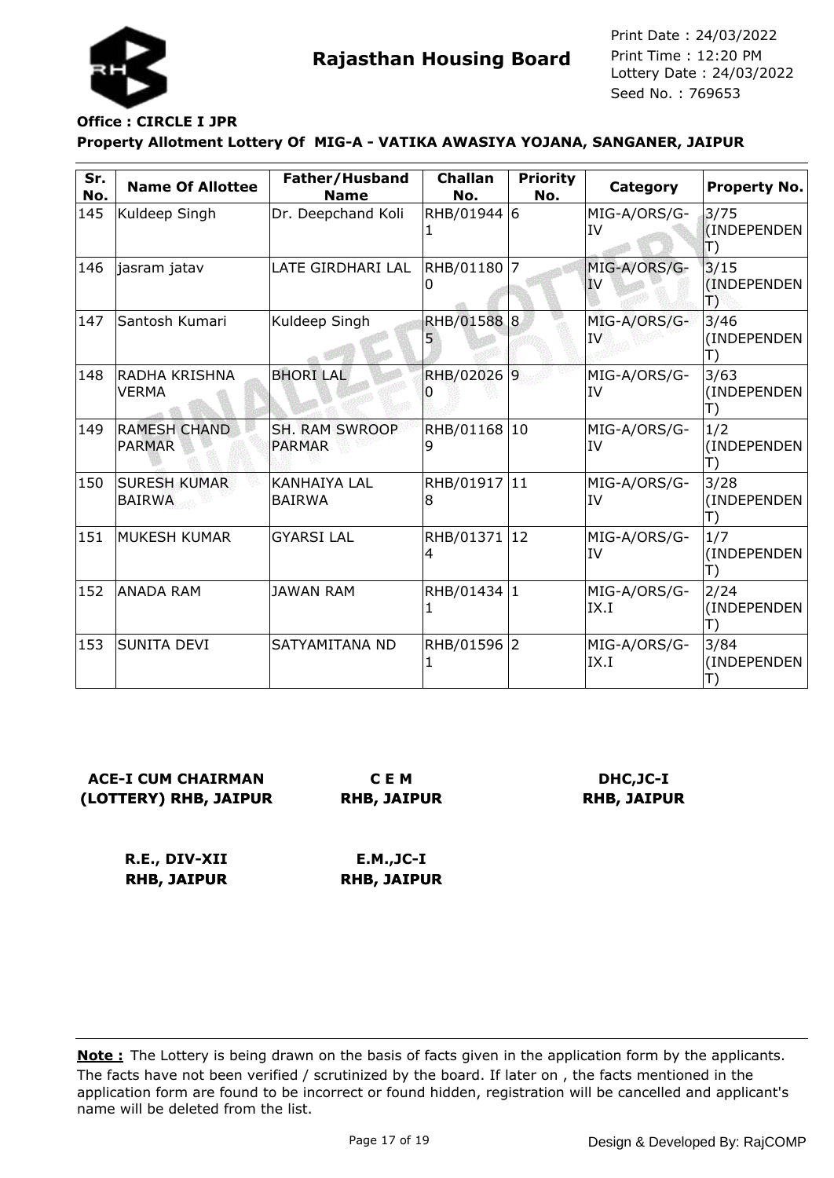# Rajasthan Housing Board

Print Date : 24/03/2022
Print Time : 12:20 PM
Lottery Date : 24/03/2022
Seed No. : 769653

**Office : CIRCLE I JPR**

**Property Allotment Lottery Of MIG-A - VATIKA AWASIYA YOJANA, SANGANER, JAIPUR**

| Sr. No. | Name Of Allottee | Father/Husband Name | Challan No. | Priority No. | Category | Property No. |
|---|---|---|---|---|---|---|
| 145 | Kuldeep Singh | Dr. Deepchand Koli | RHB/019441 | 6 | MIG-A/ORS/G-IV | 3/75 (INDEPENDENT) |
| 146 | jasram jatav | LATE GIRDHARI LAL | RHB/011800 | 7 | MIG-A/ORS/G-IV | 3/15 (INDEPENDENT) |
| 147 | Santosh Kumari | Kuldeep Singh | RHB/015885 | 8 | MIG-A/ORS/G-IV | 3/46 (INDEPENDENT) |
| 148 | RADHA KRISHNA VERMA | BHORI LAL | RHB/020260 | 9 | MIG-A/ORS/G-IV | 3/63 (INDEPENDENT) |
| 149 | RAMESH CHAND PARMAR | SH. RAM SWROOP PARMAR | RHB/011689 | 10 | MIG-A/ORS/G-IV | 1/2 (INDEPENDENT) |
| 150 | SURESH KUMAR BAIRWA | KANHAIYA LAL BAIRWA | RHB/019178 | 11 | MIG-A/ORS/G-IV | 3/28 (INDEPENDENT) |
| 151 | MUKESH KUMAR | GYARSI LAL | RHB/013714 | 12 | MIG-A/ORS/G-IV | 1/7 (INDEPENDENT) |
| 152 | ANADA RAM | JAWAN RAM | RHB/014341 | 1 | MIG-A/ORS/G-IX.I | 2/24 (INDEPENDENT) |
| 153 | SUNITA DEVI | SATYAMITANA ND | RHB/015961 | 2 | MIG-A/ORS/G-IX.I | 3/84 (INDEPENDENT) |

**ACE-I CUM CHAIRMAN (LOTTERY) RHB, JAIPUR**

**C E M RHB, JAIPUR**

**DHC,JC-I RHB, JAIPUR**

**R.E., DIV-XII RHB, JAIPUR**

**E.M.,JC-I RHB, JAIPUR**

**Note :** The Lottery is being drawn on the basis of facts given in the application form by the applicants. The facts have not been verified / scrutinized by the board. If later on , the facts mentioned in the application form are found to be incorrect or found hidden, registration will be cancelled and applicant's name will be deleted from the list.

Design & Developed By: RajCOMP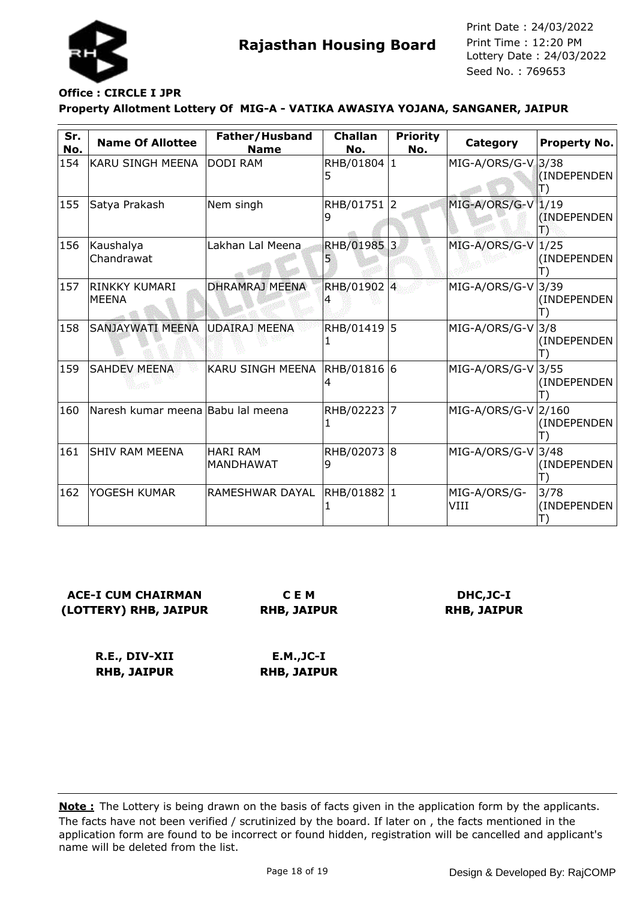**Rajasthan Housing Board**

Print Date : 24/03/2022
Print Time : 12:20 PM
Lottery Date : 24/03/2022
Seed No. : 769653

**Office : CIRCLE I JPR**

**Property Allotment Lottery Of MIG-A - VATIKA AWASIYA YOJANA, SANGANER, JAIPUR**

| Sr. No. | Name Of Allottee | Father/Husband Name | Challan No. | Priority No. | Category | Property No. |
|---|---|---|---|---|---|---|
| 154 | KARU SINGH MEENA | DODI RAM | RHB/018045 | 1 | MIG-A/ORS/G-V | 3/38 (INDEPENDENT) |
| 155 | Satya Prakash | Nem singh | RHB/017519 | 2 | MIG-A/ORS/G-V | 1/19 (INDEPENDENT) |
| 156 | Kaushalya Chandrawat | Lakhan Lal Meena | RHB/019855 | 3 | MIG-A/ORS/G-V | 1/25 (INDEPENDENT) |
| 157 | RINKKY KUMARI MEENA | DHRAMRAJ MEENA | RHB/019024 | 4 | MIG-A/ORS/G-V | 3/39 (INDEPENDENT) |
| 158 | SANJAYWATI MEENA | UDAIRAJ MEENA | RHB/014191 | 5 | MIG-A/ORS/G-V | 3/8 (INDEPENDENT) |
| 159 | SAHDEV MEENA | KARU SINGH MEENA | RHB/018164 | 6 | MIG-A/ORS/G-V | 3/55 (INDEPENDENT) |
| 160 | Naresh kumar meena | Babu lal meena | RHB/022231 | 7 | MIG-A/ORS/G-V | 2/160 (INDEPENDENT) |
| 161 | SHIV RAM MEENA | HARI RAM MANDHAWAT | RHB/020739 | 8 | MIG-A/ORS/G-V | 3/48 (INDEPENDENT) |
| 162 | YOGESH KUMAR | RAMESHWAR DAYAL | RHB/018821 | 1 | MIG-A/ORS/G-VIII | 3/78 (INDEPENDENT) |

**ACE-I CUM CHAIRMAN (LOTTERY) RHB, JAIPUR**

**C E M RHB, JAIPUR**

**DHC,JC-I RHB, JAIPUR**

**R.E., DIV-XII RHB, JAIPUR**

**E.M.,JC-I RHB, JAIPUR**

**Note :** The Lottery is being drawn on the basis of facts given in the application form by the applicants. The facts have not been verified / scrutinized by the board. If later on , the facts mentioned in the application form are found to be incorrect or found hidden, registration will be cancelled and applicant's name will be deleted from the list.

Design & Developed By: RajCOMP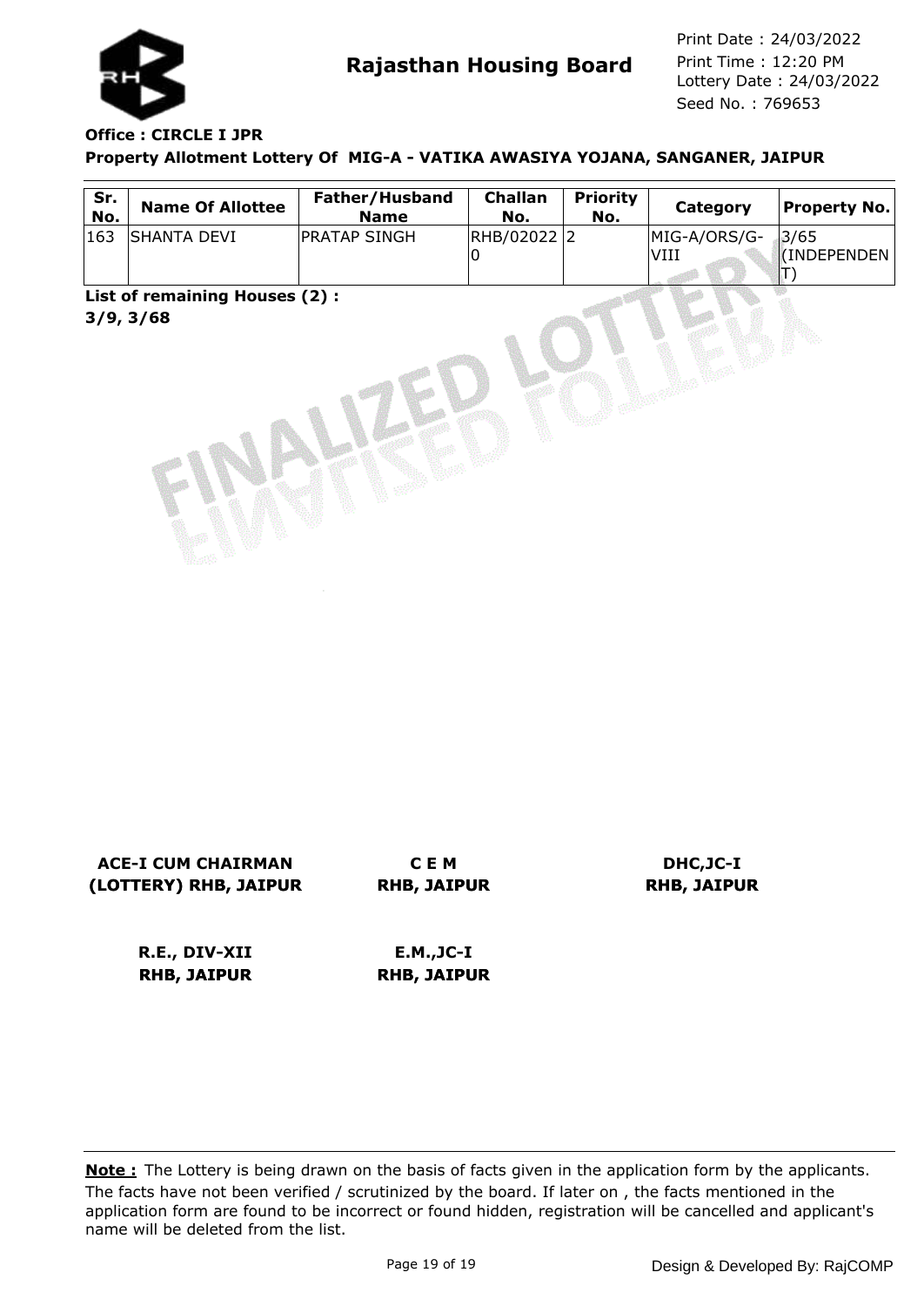**Rajasthan Housing Board**

Print Date : 24/03/2022
Print Time : 12:20 PM
Lottery Date : 24/03/2022
Seed No. : 769653

**Office : CIRCLE I JPR**

**Property Allotment Lottery Of MIG-A - VATIKA AWASIYA YOJANA, SANGANER, JAIPUR**

| Sr. No. | Name Of Allottee | Father/Husband Name | Challan No. | Priority No. | Category | Property No. |
|---|---|---|---|---|---|---|
| 163 | SHANTA DEVI | PRATAP SINGH | RHB/020220 | 2 | MIG-A/ORS/G-VIII | 3/65 (INDEPENDENT) |

**List of remaining Houses (2) :**
**3/9, 3/68**

**ACE-I CUM CHAIRMAN (LOTTERY) RHB, JAIPUR**

**C E M RHB, JAIPUR**

**DHC,JC-I RHB, JAIPUR**

**R.E., DIV-XII RHB, JAIPUR**

**E.M.,JC-I RHB, JAIPUR**

**Note :** The Lottery is being drawn on the basis of facts given in the application form by the applicants. The facts have not been verified / scrutinized by the board. If later on , the facts mentioned in the application form are found to be incorrect or found hidden, registration will be cancelled and applicant's name will be deleted from the list.

Design & Developed By: RajCOMP